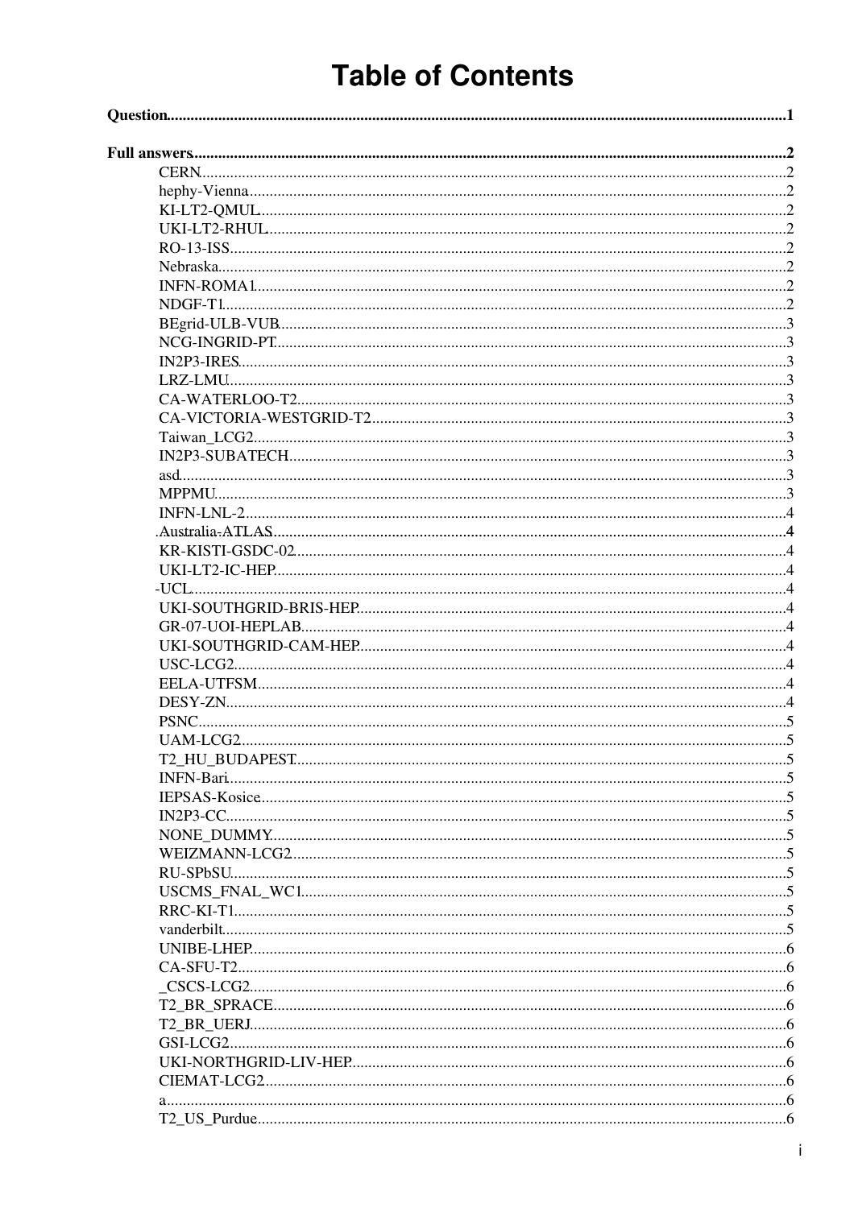# Table of Contents

**Question**.....1

**Full answers**.....2

- CERN.....2
- hephy-Vienna.....2
- KI-LT2-QMUL.....2
- UKI-LT2-RHUL.....2
- RO-13-ISS.....2
- Nebraska.....2
- INFN-ROMA1.....2
- NDGF-T1.....2
- BEgrid-ULB-VUB.....3
- NCG-INGRID-PT.....3
- IN2P3-IRES.....3
- LRZ-LMU.....3
- CA-WATERLOO-T2.....3
- CA-VICTORIA-WESTGRID-T2.....3
- Taiwan_LCG2.....3
- IN2P3-SUBATECH.....3
- asd.....3
- MPPMU.....3
- INFN-LNL-2.....4
- Australia-ATLAS.....4
- KR-KISTI-GSDC-02.....4
- UKI-LT2-IC-HEP.....4
- -UCL.....4
- UKI-SOUTHGRID-BRIS-HEP.....4
- GR-07-UOI-HEPLAB.....4
- UKI-SOUTHGRID-CAM-HEP.....4
- USC-LCG2.....4
- EELA-UTFSM.....4
- DESY-ZN.....4
- PSNC.....5
- UAM-LCG2.....5
- T2_HU_BUDAPEST.....5
- INFN-Bari.....5
- IEPSAS-Kosice.....5
- IN2P3-CC.....5
- NONE_DUMMY.....5
- WEIZMANN-LCG2.....5
- RU-SPbSU.....5
- USCMS_FNAL_WC1.....5
- RRC-KI-T1.....5
- vanderbilt.....5
- UNIBE-LHEP.....6
- CA-SFU-T2.....6
- _CSCS-LCG2.....6
- T2_BR_SPRACE.....6
- T2_BR_UERJ.....6
- GSI-LCG2.....6
- UKI-NORTHGRID-LIV-HEP.....6
- CIEMAT-LCG2.....6
- a.....6
- T2_US_Purdue.....6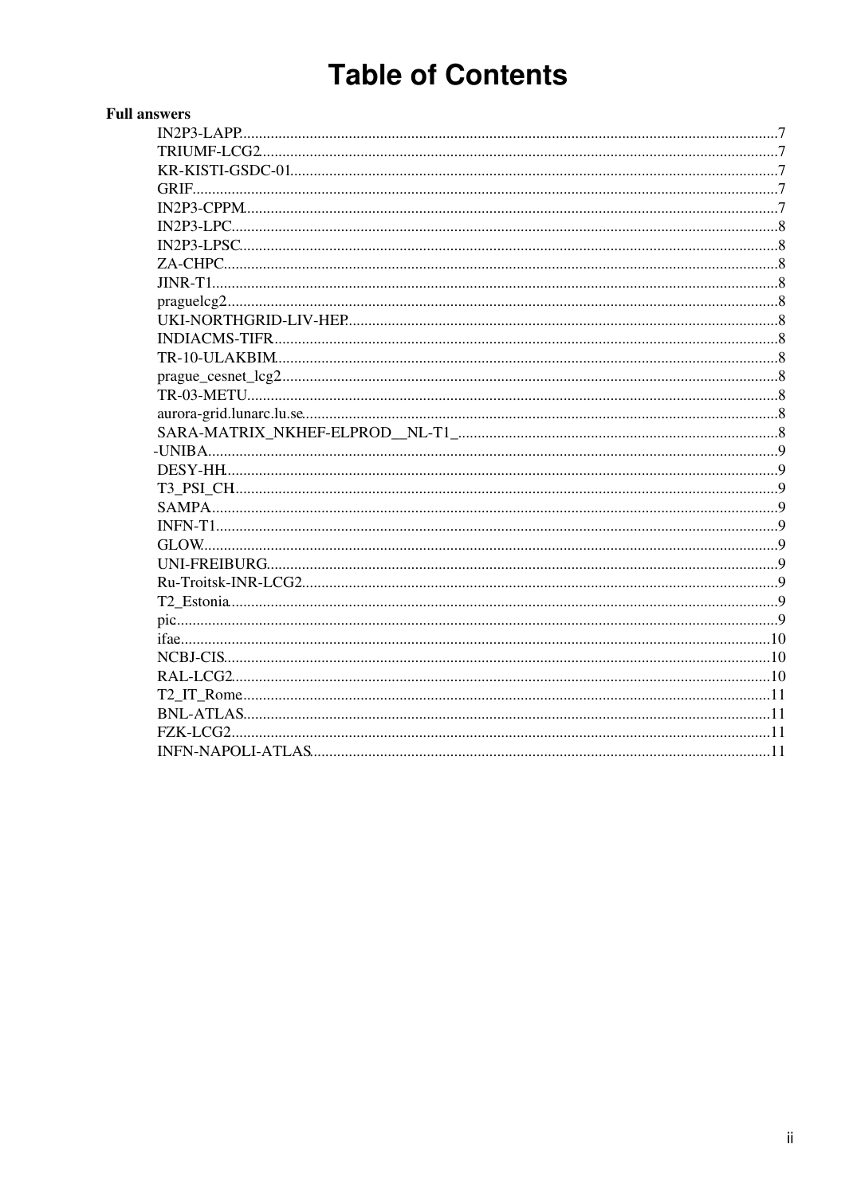# Table of Contents

**Full answers**

- IN2P3-LAPP.....7
- TRIUMF-LCG2.....7
- KR-KISTI-GSDC-01.....7
- GRIF.....7
- IN2P3-CPPM.....7
- IN2P3-LPC.....8
- IN2P3-LPSC.....8
- ZA-CHPC.....8
- JINR-T1.....8
- praguelcg2.....8
- UKI-NORTHGRID-LIV-HEP.....8
- INDIACMS-TIFR.....8
- TR-10-ULAKBIM.....8
- prague_cesnet_lcg2.....8
- TR-03-METU.....8
- aurora-grid.lunarc.lu.se.....8
- SARA-MATRIX_NKHEF-ELPROD__NL-T1_.....8
- -UNIBA.....9
- DESY-HH.....9
- T3_PSI_CH.....9
- SAMPA.....9
- INFN-T1.....9
- GLOW.....9
- UNI-FREIBURG.....9
- Ru-Troitsk-INR-LCG2.....9
- T2_Estonia.....9
- pic.....9
- ifae.....10
- NCBJ-CIS.....10
- RAL-LCG2.....10
- T2_IT_Rome.....11
- BNL-ATLAS.....11
- FZK-LCG2.....11
- INFN-NAPOLI-ATLAS.....11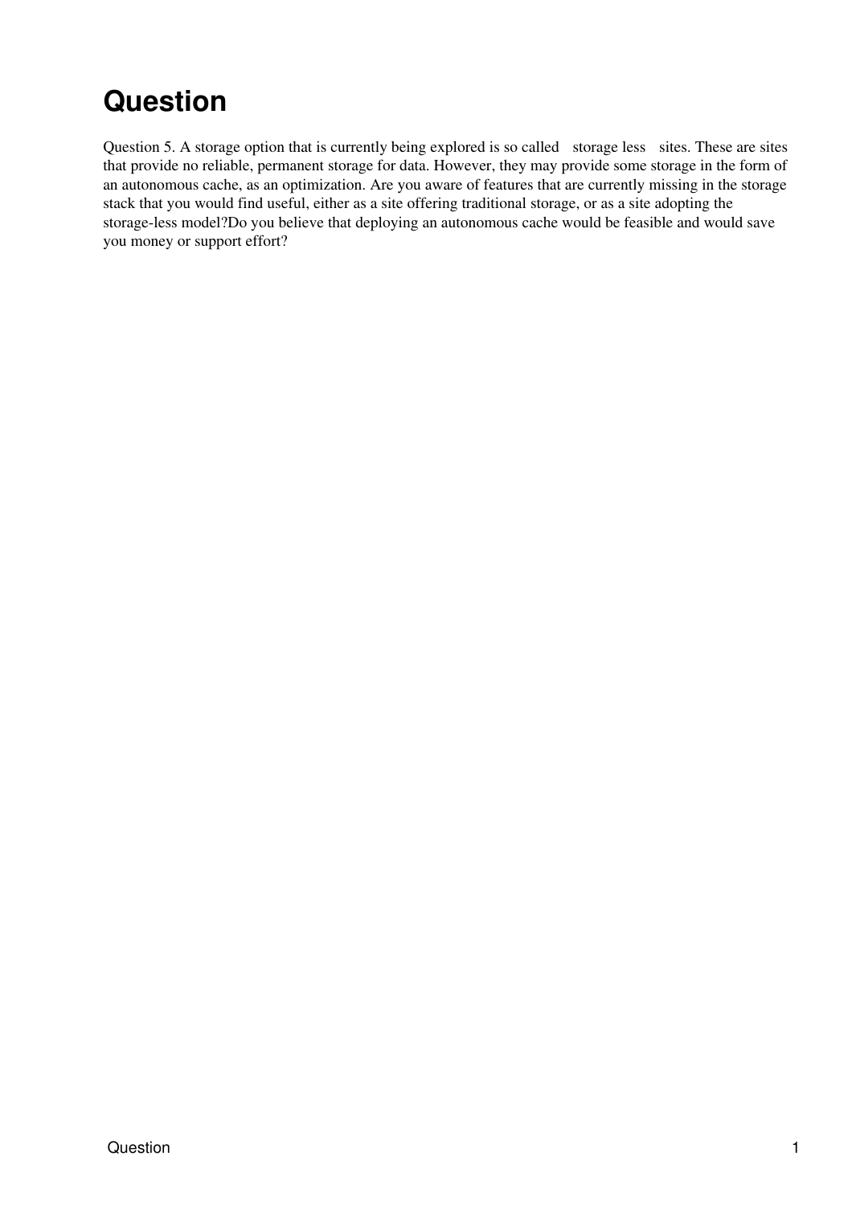# Question

Question 5. A storage option that is currently being explored is so called storage less sites. These are sites that provide no reliable, permanent storage for data. However, they may provide some storage in the form of an autonomous cache, as an optimization. Are you aware of features that are currently missing in the storage stack that you would find useful, either as a site offering traditional storage, or as a site adopting the storage-less model?Do you believe that deploying an autonomous cache would be feasible and would save you money or support effort?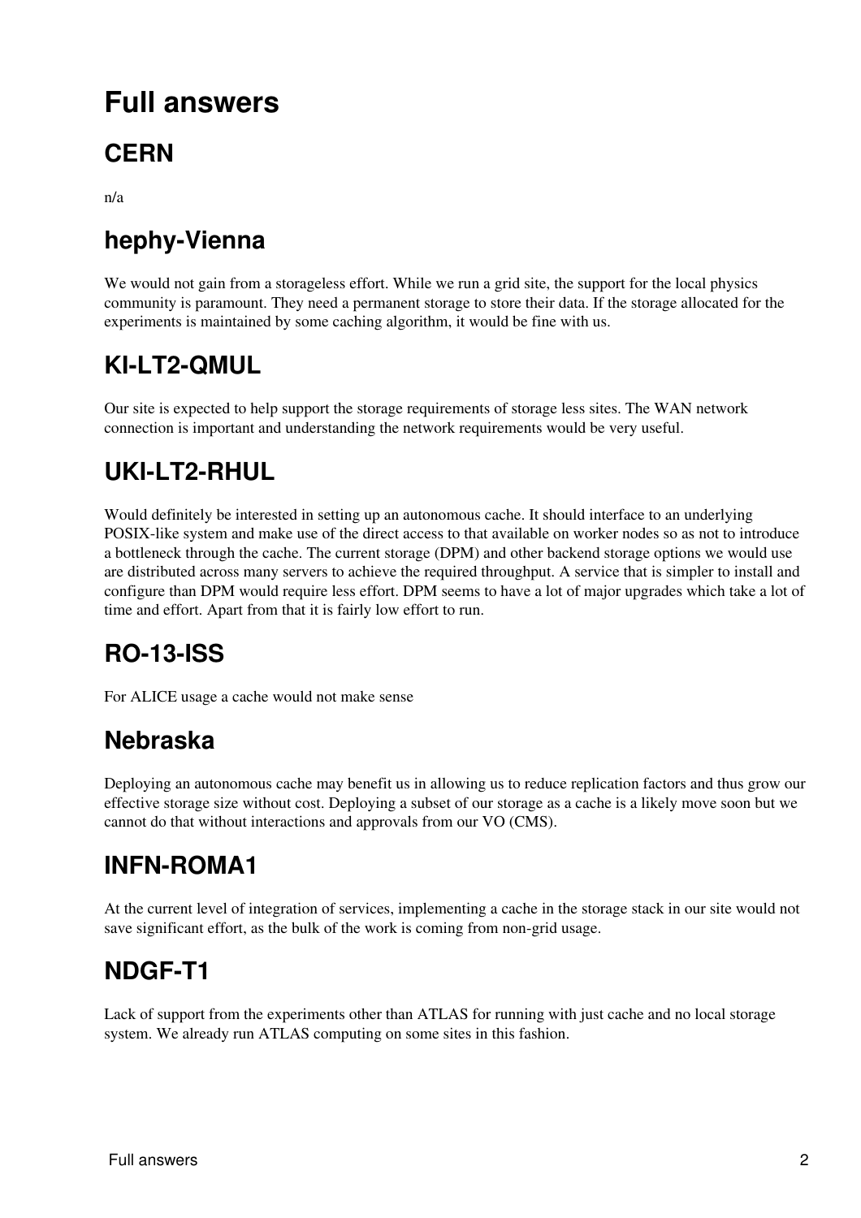# Full answers

## CERN

n/a

## hephy-Vienna

We would not gain from a storageless effort. While we run a grid site, the support for the local physics community is paramount. They need a permanent storage to store their data. If the storage allocated for the experiments is maintained by some caching algorithm, it would be fine with us.

## KI-LT2-QMUL

Our site is expected to help support the storage requirements of storage less sites. The WAN network connection is important and understanding the network requirements would be very useful.

## UKI-LT2-RHUL

Would definitely be interested in setting up an autonomous cache. It should interface to an underlying POSIX-like system and make use of the direct access to that available on worker nodes so as not to introduce a bottleneck through the cache. The current storage (DPM) and other backend storage options we would use are distributed across many servers to achieve the required throughput. A service that is simpler to install and configure than DPM would require less effort. DPM seems to have a lot of major upgrades which take a lot of time and effort. Apart from that it is fairly low effort to run.

## RO-13-ISS

For ALICE usage a cache would not make sense

## Nebraska

Deploying an autonomous cache may benefit us in allowing us to reduce replication factors and thus grow our effective storage size without cost. Deploying a subset of our storage as a cache is a likely move soon but we cannot do that without interactions and approvals from our VO (CMS).

## INFN-ROMA1

At the current level of integration of services, implementing a cache in the storage stack in our site would not save significant effort, as the bulk of the work is coming from non-grid usage.

## NDGF-T1

Lack of support from the experiments other than ATLAS for running with just cache and no local storage system. We already run ATLAS computing on some sites in this fashion.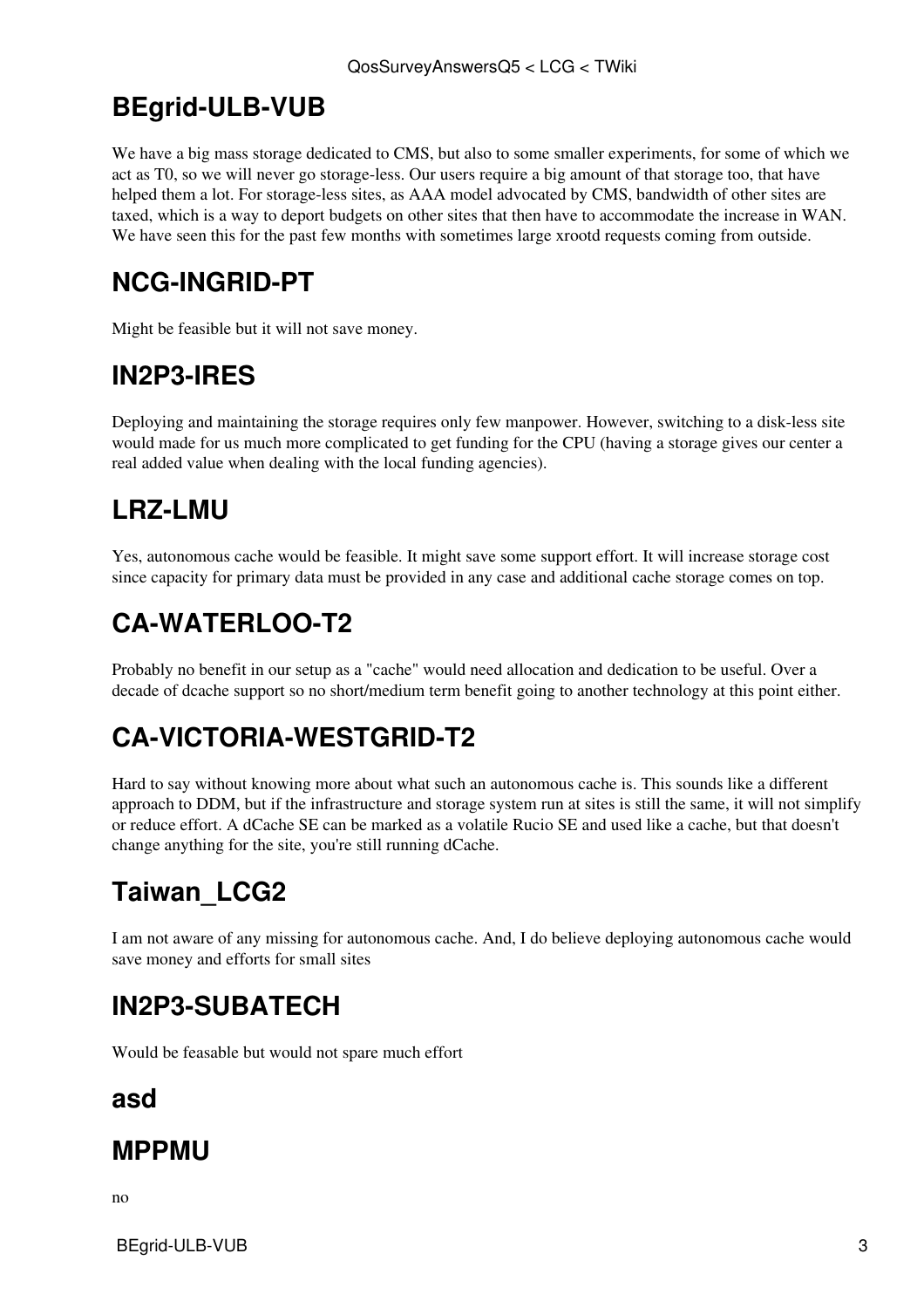## BEgrid-ULB-VUB

We have a big mass storage dedicated to CMS, but also to some smaller experiments, for some of which we act as T0, so we will never go storage-less. Our users require a big amount of that storage too, that have helped them a lot. For storage-less sites, as AAA model advocated by CMS, bandwidth of other sites are taxed, which is a way to deport budgets on other sites that then have to accommodate the increase in WAN. We have seen this for the past few months with sometimes large xrootd requests coming from outside.

## NCG-INGRID-PT

Might be feasible but it will not save money.

## IN2P3-IRES

Deploying and maintaining the storage requires only few manpower. However, switching to a disk-less site would made for us much more complicated to get funding for the CPU (having a storage gives our center a real added value when dealing with the local funding agencies).

## LRZ-LMU

Yes, autonomous cache would be feasible. It might save some support effort. It will increase storage cost since capacity for primary data must be provided in any case and additional cache storage comes on top.

## CA-WATERLOO-T2

Probably no benefit in our setup as a "cache" would need allocation and dedication to be useful. Over a decade of dcache support so no short/medium term benefit going to another technology at this point either.

## CA-VICTORIA-WESTGRID-T2

Hard to say without knowing more about what such an autonomous cache is. This sounds like a different approach to DDM, but if the infrastructure and storage system run at sites is still the same, it will not simplify or reduce effort. A dCache SE can be marked as a volatile Rucio SE and used like a cache, but that doesn't change anything for the site, you're still running dCache.

## Taiwan_LCG2

I am not aware of any missing for autonomous cache. And, I do believe deploying autonomous cache would save money and efforts for small sites

## IN2P3-SUBATECH

Would be feasable but would not spare much effort

### asd

## MPPMU

no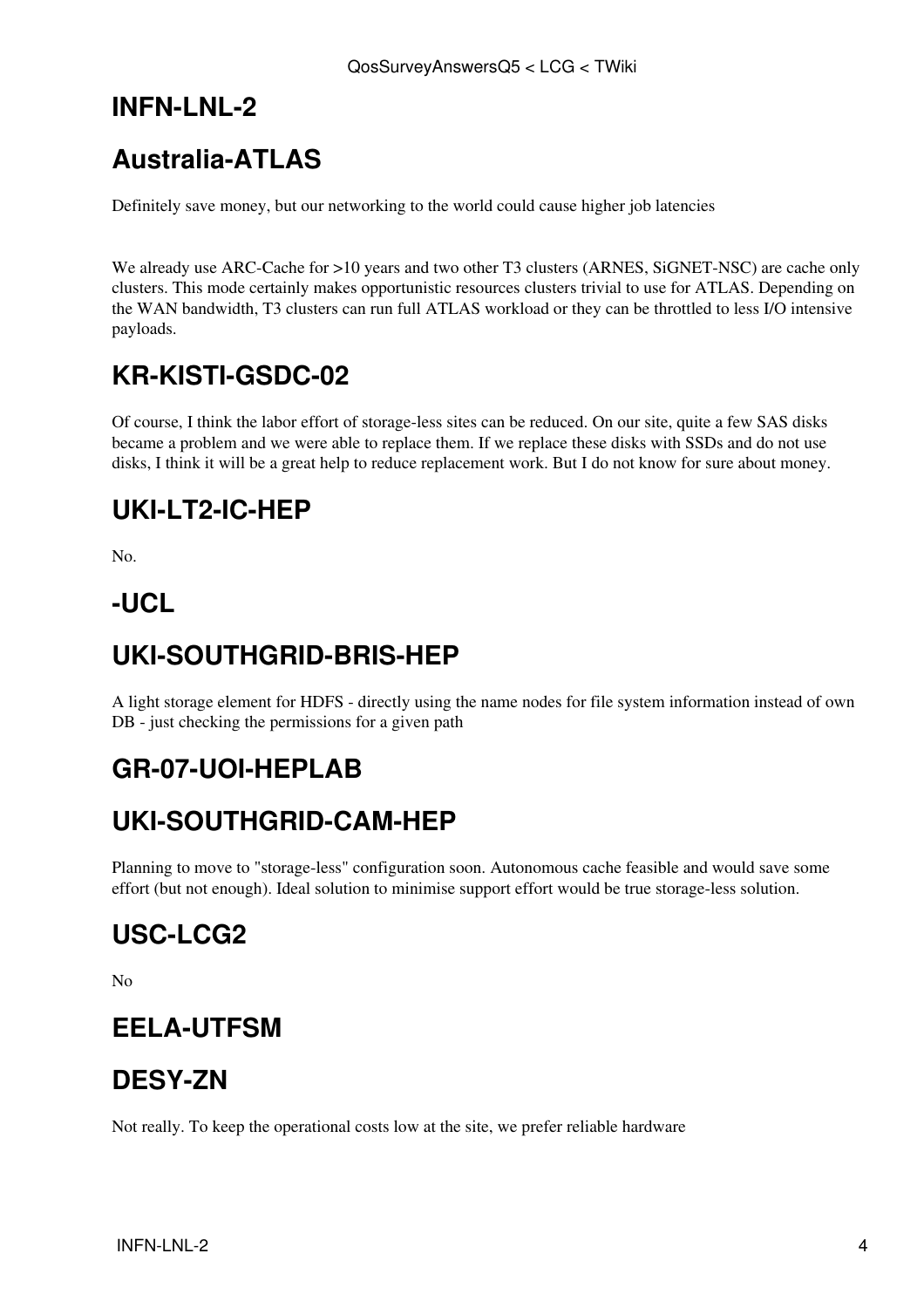## INFN-LNL-2

## Australia-ATLAS

Definitely save money, but our networking to the world could cause higher job latencies

We already use ARC-Cache for >10 years and two other T3 clusters (ARNES, SiGNET-NSC) are cache only clusters. This mode certainly makes opportunistic resources clusters trivial to use for ATLAS. Depending on the WAN bandwidth, T3 clusters can run full ATLAS workload or they can be throttled to less I/O intensive payloads.

## KR-KISTI-GSDC-02

Of course, I think the labor effort of storage-less sites can be reduced. On our site, quite a few SAS disks became a problem and we were able to replace them. If we replace these disks with SSDs and do not use disks, I think it will be a great help to reduce replacement work. But I do not know for sure about money.

## UKI-LT2-IC-HEP

No.

## -UCL

## UKI-SOUTHGRID-BRIS-HEP

A light storage element for HDFS - directly using the name nodes for file system information instead of own DB - just checking the permissions for a given path

## GR-07-UOI-HEPLAB

## UKI-SOUTHGRID-CAM-HEP

Planning to move to "storage-less" configuration soon. Autonomous cache feasible and would save some effort (but not enough). Ideal solution to minimise support effort would be true storage-less solution.

## USC-LCG2

No

## EELA-UTFSM

## DESY-ZN

Not really. To keep the operational costs low at the site, we prefer reliable hardware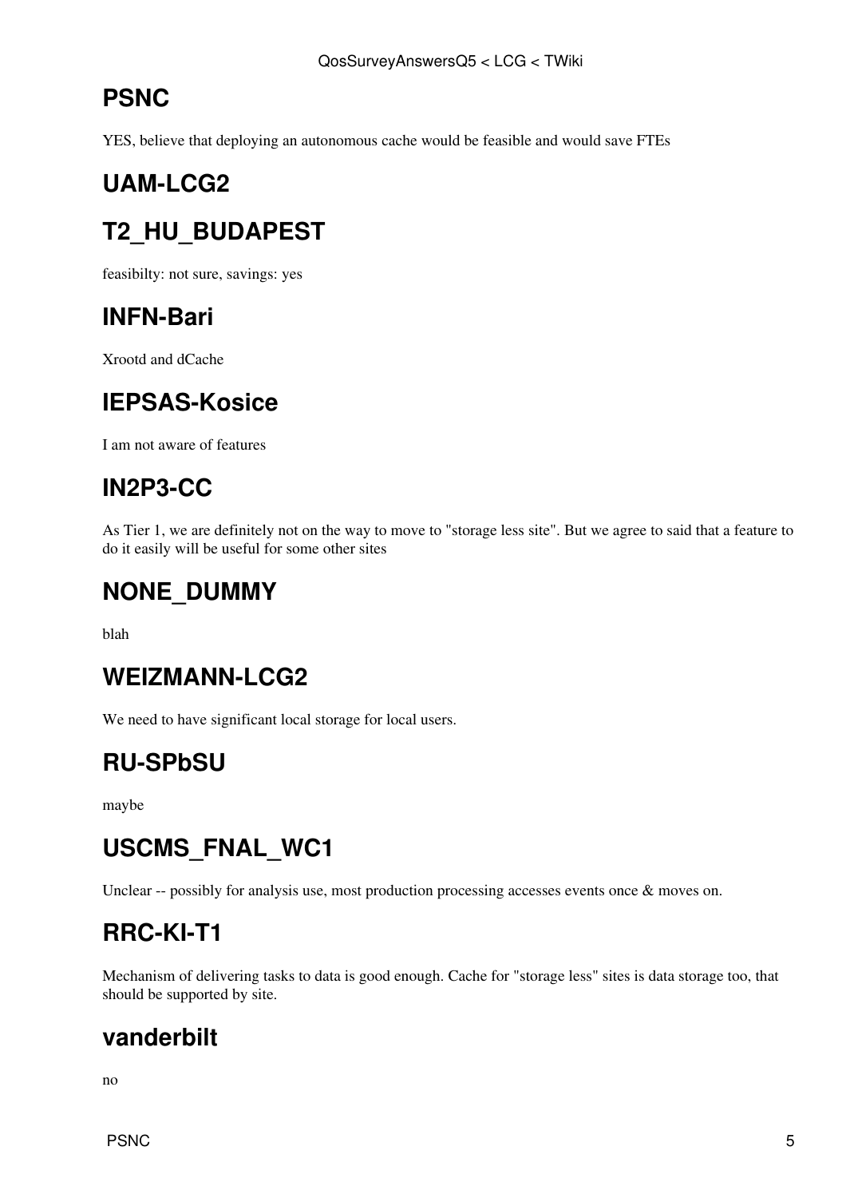## PSNC

YES, believe that deploying an autonomous cache would be feasible and would save FTEs

## UAM-LCG2

## T2_HU_BUDAPEST

feasibilty: not sure, savings: yes

## INFN-Bari

Xrootd and dCache

## IEPSAS-Kosice

I am not aware of features

## IN2P3-CC

As Tier 1, we are definitely not on the way to move to "storage less site". But we agree to said that a feature to do it easily will be useful for some other sites

## NONE_DUMMY

blah

## WEIZMANN-LCG2

We need to have significant local storage for local users.

## RU-SPbSU

maybe

## USCMS_FNAL_WC1

Unclear -- possibly for analysis use, most production processing accesses events once & moves on.

## RRC-KI-T1

Mechanism of delivering tasks to data is good enough. Cache for "storage less" sites is data storage too, that should be supported by site.

## vanderbilt

no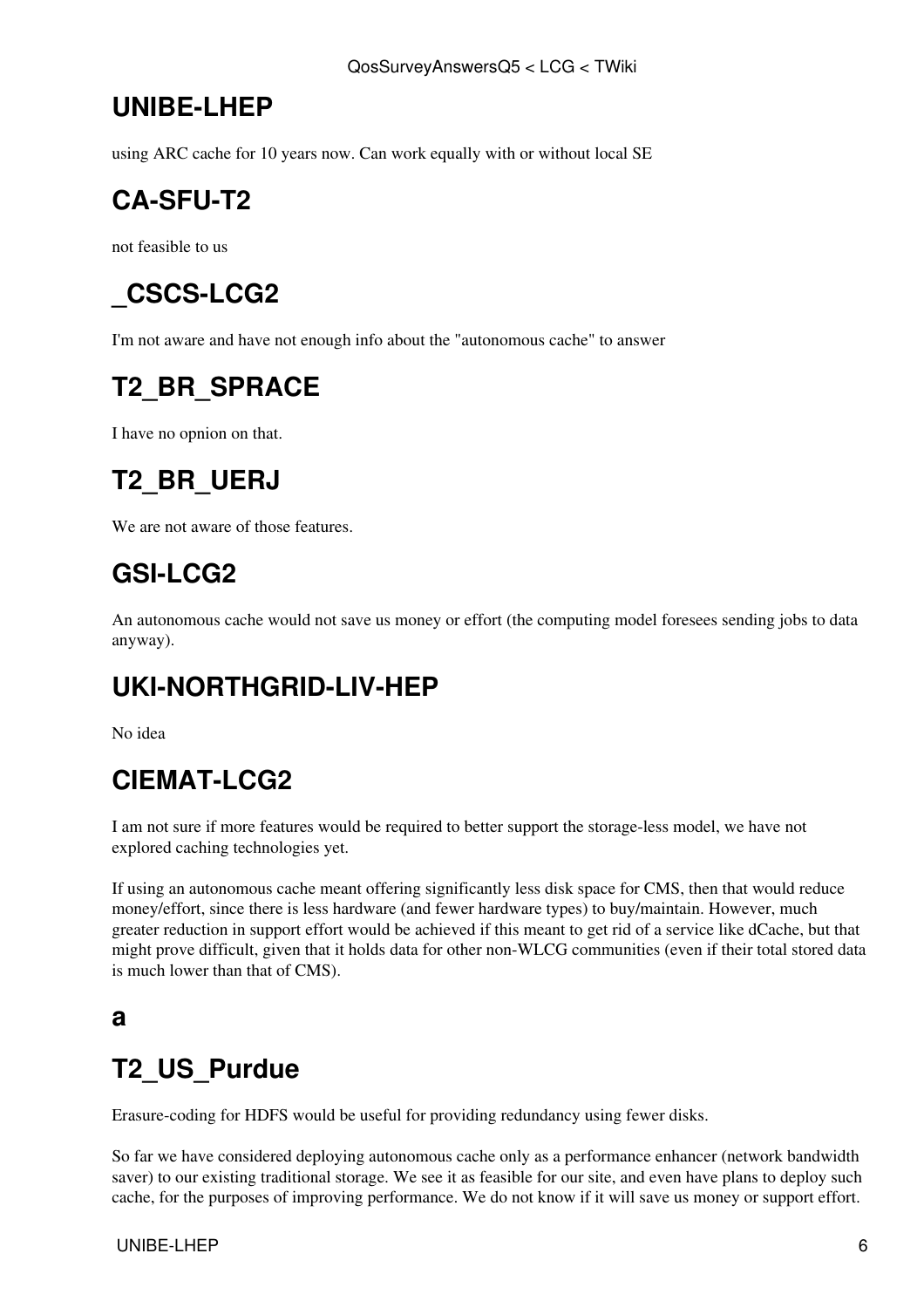## UNIBE-LHEP

using ARC cache for 10 years now. Can work equally with or without local SE

## CA-SFU-T2

not feasible to us

## _CSCS-LCG2

I'm not aware and have not enough info about the "autonomous cache" to answer

## T2_BR_SPRACE

I have no opnion on that.

## T2_BR_UERJ

We are not aware of those features.

## GSI-LCG2

An autonomous cache would not save us money or effort (the computing model foresees sending jobs to data anyway).

## UKI-NORTHGRID-LIV-HEP

No idea

## CIEMAT-LCG2

I am not sure if more features would be required to better support the storage-less model, we have not explored caching technologies yet.

If using an autonomous cache meant offering significantly less disk space for CMS, then that would reduce money/effort, since there is less hardware (and fewer hardware types) to buy/maintain. However, much greater reduction in support effort would be achieved if this meant to get rid of a service like dCache, but that might prove difficult, given that it holds data for other non-WLCG communities (even if their total stored data is much lower than that of CMS).

### a

## T2_US_Purdue

Erasure-coding for HDFS would be useful for providing redundancy using fewer disks.

So far we have considered deploying autonomous cache only as a performance enhancer (network bandwidth saver) to our existing traditional storage. We see it as feasible for our site, and even have plans to deploy such cache, for the purposes of improving performance. We do not know if it will save us money or support effort.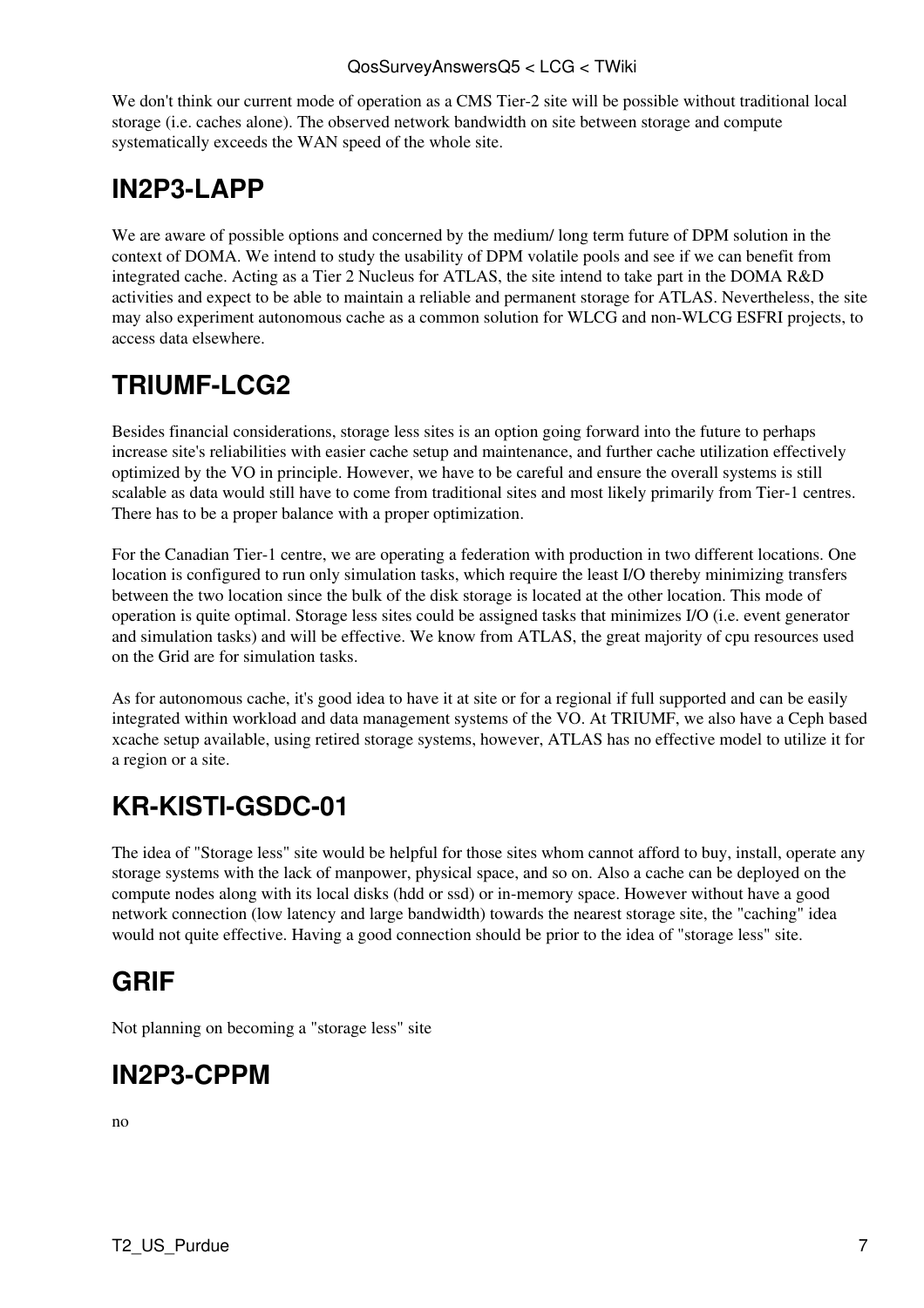We don't think our current mode of operation as a CMS Tier-2 site will be possible without traditional local storage (i.e. caches alone). The observed network bandwidth on site between storage and compute systematically exceeds the WAN speed of the whole site.

## IN2P3-LAPP

We are aware of possible options and concerned by the medium/ long term future of DPM solution in the context of DOMA. We intend to study the usability of DPM volatile pools and see if we can benefit from integrated cache. Acting as a Tier 2 Nucleus for ATLAS, the site intend to take part in the DOMA R&D activities and expect to be able to maintain a reliable and permanent storage for ATLAS. Nevertheless, the site may also experiment autonomous cache as a common solution for WLCG and non-WLCG ESFRI projects, to access data elsewhere.

## TRIUMF-LCG2

Besides financial considerations, storage less sites is an option going forward into the future to perhaps increase site's reliabilities with easier cache setup and maintenance, and further cache utilization effectively optimized by the VO in principle. However, we have to be careful and ensure the overall systems is still scalable as data would still have to come from traditional sites and most likely primarily from Tier-1 centres. There has to be a proper balance with a proper optimization.

For the Canadian Tier-1 centre, we are operating a federation with production in two different locations. One location is configured to run only simulation tasks, which require the least I/O thereby minimizing transfers between the two location since the bulk of the disk storage is located at the other location. This mode of operation is quite optimal. Storage less sites could be assigned tasks that minimizes I/O (i.e. event generator and simulation tasks) and will be effective. We know from ATLAS, the great majority of cpu resources used on the Grid are for simulation tasks.

As for autonomous cache, it's good idea to have it at site or for a regional if full supported and can be easily integrated within workload and data management systems of the VO. At TRIUMF, we also have a Ceph based xcache setup available, using retired storage systems, however, ATLAS has no effective model to utilize it for a region or a site.

## KR-KISTI-GSDC-01

The idea of "Storage less" site would be helpful for those sites whom cannot afford to buy, install, operate any storage systems with the lack of manpower, physical space, and so on. Also a cache can be deployed on the compute nodes along with its local disks (hdd or ssd) or in-memory space. However without have a good network connection (low latency and large bandwidth) towards the nearest storage site, the "caching" idea would not quite effective. Having a good connection should be prior to the idea of "storage less" site.

## GRIF

Not planning on becoming a "storage less" site

## IN2P3-CPPM

no

T2_US_Purdue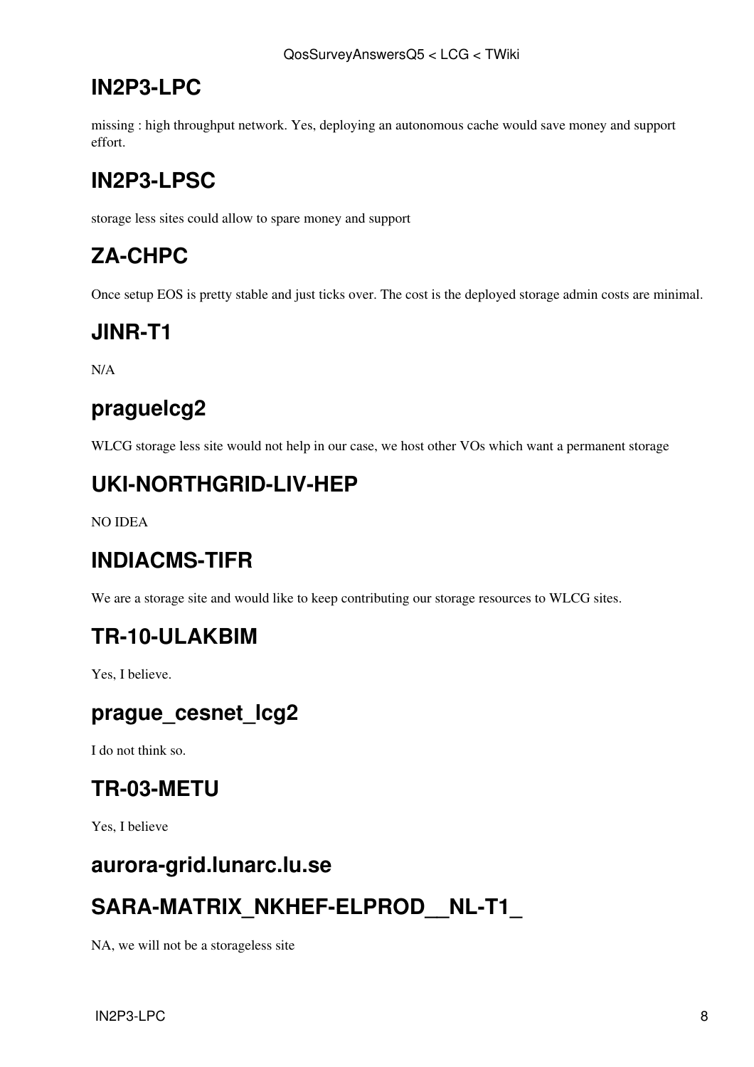## IN2P3-LPC

missing : high throughput network. Yes, deploying an autonomous cache would save money and support effort.

## IN2P3-LPSC

storage less sites could allow to spare money and support

## ZA-CHPC

Once setup EOS is pretty stable and just ticks over. The cost is the deployed storage admin costs are minimal.

## JINR-T1

N/A

## praguelcg2

WLCG storage less site would not help in our case, we host other VOs which want a permanent storage

## UKI-NORTHGRID-LIV-HEP

NO IDEA

## INDIACMS-TIFR

We are a storage site and would like to keep contributing our storage resources to WLCG sites.

## TR-10-ULAKBIM

Yes, I believe.

## prague_cesnet_lcg2

I do not think so.

## TR-03-METU

Yes, I believe

## aurora-grid.lunarc.lu.se

## SARA-MATRIX_NKHEF-ELPROD__NL-T1_

NA, we will not be a storageless site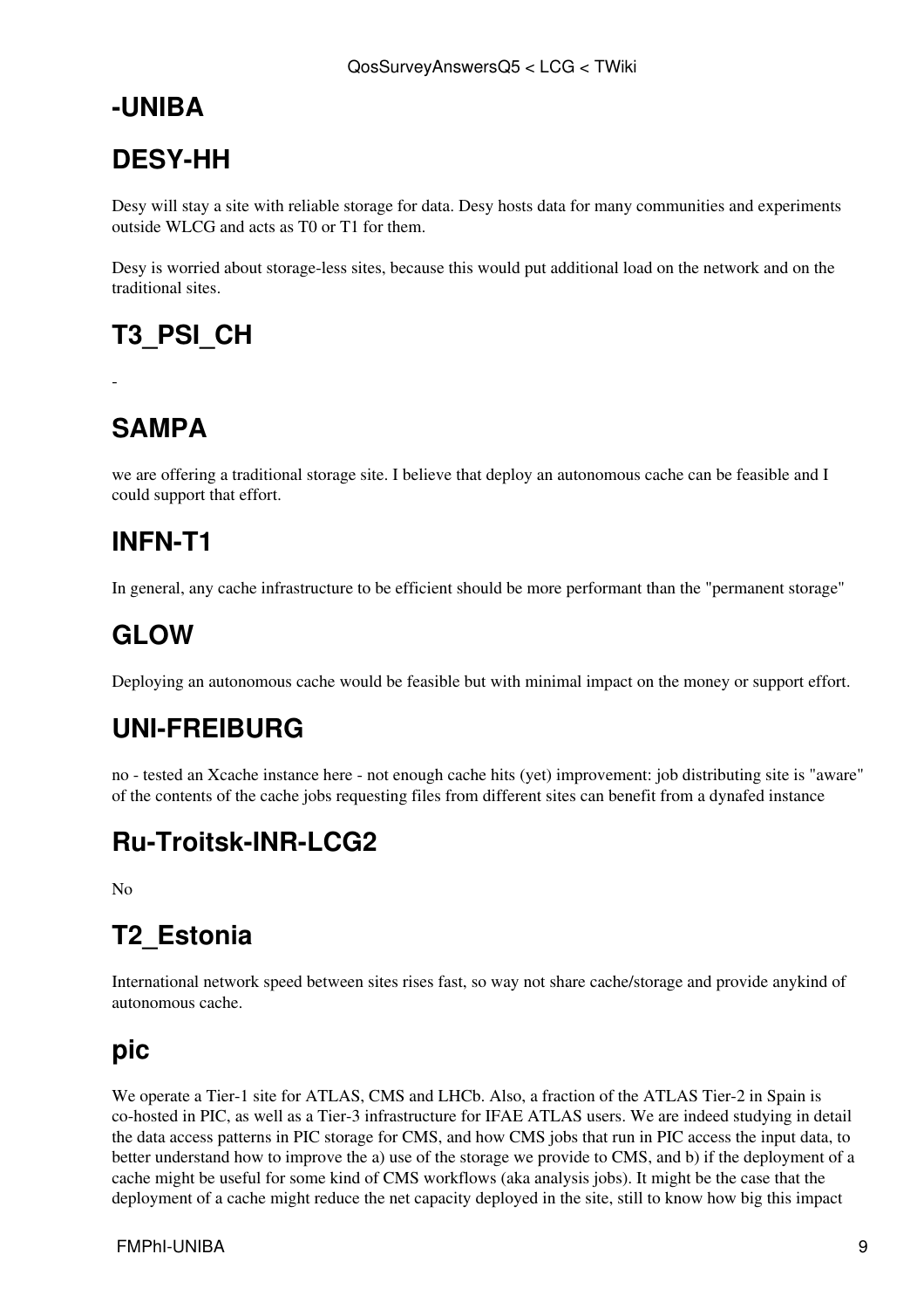## -UNIBA

## DESY-HH

Desy will stay a site with reliable storage for data. Desy hosts data for many communities and experiments outside WLCG and acts as T0 or T1 for them.

Desy is worried about storage-less sites, because this would put additional load on the network and on the traditional sites.

## T3_PSI_CH

-

## SAMPA

we are offering a traditional storage site. I believe that deploy an autonomous cache can be feasible and I could support that effort.

## INFN-T1

In general, any cache infrastructure to be efficient should be more performant than the "permanent storage"

## GLOW

Deploying an autonomous cache would be feasible but with minimal impact on the money or support effort.

## UNI-FREIBURG

no - tested an Xcache instance here - not enough cache hits (yet) improvement: job distributing site is "aware" of the contents of the cache jobs requesting files from different sites can benefit from a dynafed instance

## Ru-Troitsk-INR-LCG2

No

## T2_Estonia

International network speed between sites rises fast, so way not share cache/storage and provide anykind of autonomous cache.

## pic

We operate a Tier-1 site for ATLAS, CMS and LHCb. Also, a fraction of the ATLAS Tier-2 in Spain is co-hosted in PIC, as well as a Tier-3 infrastructure for IFAE ATLAS users. We are indeed studying in detail the data access patterns in PIC storage for CMS, and how CMS jobs that run in PIC access the input data, to better understand how to improve the a) use of the storage we provide to CMS, and b) if the deployment of a cache might be useful for some kind of CMS workflows (aka analysis jobs). It might be the case that the deployment of a cache might reduce the net capacity deployed in the site, still to know how big this impact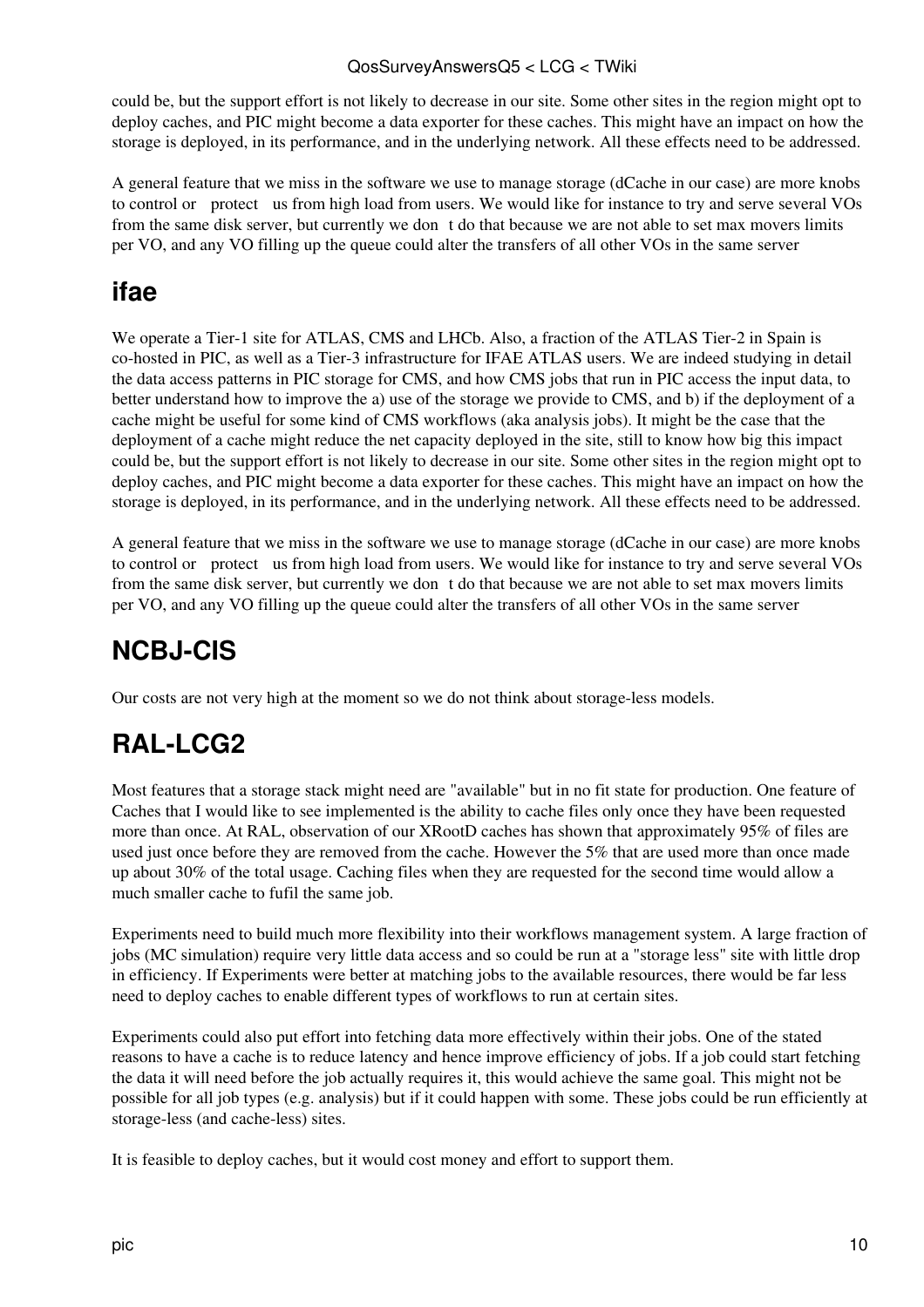could be, but the support effort is not likely to decrease in our site. Some other sites in the region might opt to deploy caches, and PIC might become a data exporter for these caches. This might have an impact on how the storage is deployed, in its performance, and in the underlying network. All these effects need to be addressed.

A general feature that we miss in the software we use to manage storage (dCache in our case) are more knobs to control or protect us from high load from users. We would like for instance to try and serve several VOs from the same disk server, but currently we don t do that because we are not able to set max movers limits per VO, and any VO filling up the queue could alter the transfers of all other VOs in the same server

## ifae

We operate a Tier-1 site for ATLAS, CMS and LHCb. Also, a fraction of the ATLAS Tier-2 in Spain is co-hosted in PIC, as well as a Tier-3 infrastructure for IFAE ATLAS users. We are indeed studying in detail the data access patterns in PIC storage for CMS, and how CMS jobs that run in PIC access the input data, to better understand how to improve the a) use of the storage we provide to CMS, and b) if the deployment of a cache might be useful for some kind of CMS workflows (aka analysis jobs). It might be the case that the deployment of a cache might reduce the net capacity deployed in the site, still to know how big this impact could be, but the support effort is not likely to decrease in our site. Some other sites in the region might opt to deploy caches, and PIC might become a data exporter for these caches. This might have an impact on how the storage is deployed, in its performance, and in the underlying network. All these effects need to be addressed.

A general feature that we miss in the software we use to manage storage (dCache in our case) are more knobs to control or protect us from high load from users. We would like for instance to try and serve several VOs from the same disk server, but currently we don t do that because we are not able to set max movers limits per VO, and any VO filling up the queue could alter the transfers of all other VOs in the same server

## NCBJ-CIS

Our costs are not very high at the moment so we do not think about storage-less models.

## RAL-LCG2

Most features that a storage stack might need are "available" but in no fit state for production. One feature of Caches that I would like to see implemented is the ability to cache files only once they have been requested more than once. At RAL, observation of our XRootD caches has shown that approximately 95% of files are used just once before they are removed from the cache. However the 5% that are used more than once made up about 30% of the total usage. Caching files when they are requested for the second time would allow a much smaller cache to fufil the same job.

Experiments need to build much more flexibility into their workflows management system. A large fraction of jobs (MC simulation) require very little data access and so could be run at a "storage less" site with little drop in efficiency. If Experiments were better at matching jobs to the available resources, there would be far less need to deploy caches to enable different types of workflows to run at certain sites.

Experiments could also put effort into fetching data more effectively within their jobs. One of the stated reasons to have a cache is to reduce latency and hence improve efficiency of jobs. If a job could start fetching the data it will need before the job actually requires it, this would achieve the same goal. This might not be possible for all job types (e.g. analysis) but if it could happen with some. These jobs could be run efficiently at storage-less (and cache-less) sites.

It is feasible to deploy caches, but it would cost money and effort to support them.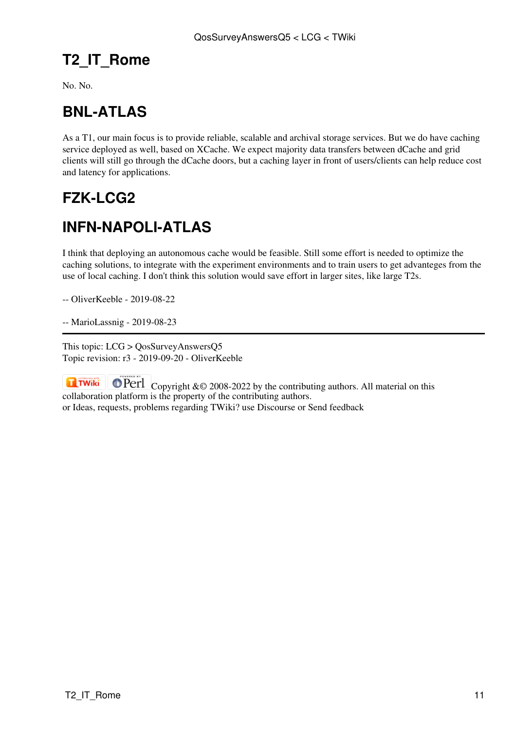## T2_IT_Rome

No. No.

## BNL-ATLAS

As a T1, our main focus is to provide reliable, scalable and archival storage services. But we do have caching service deployed as well, based on XCache. We expect majority data transfers between dCache and grid clients will still go through the dCache doors, but a caching layer in front of users/clients can help reduce cost and latency for applications.

## FZK-LCG2

## INFN-NAPOLI-ATLAS

I think that deploying an autonomous cache would be feasible. Still some effort is needed to optimize the caching solutions, to integrate with the experiment environments and to train users to get advanteges from the use of local caching. I don't think this solution would save effort in larger sites, like large T2s.

-- OliverKeeble - 2019-08-22

-- MarioLassnig - 2019-08-23

---

This topic: LCG > QosSurveyAnswersQ5
Topic revision: r3 - 2019-09-20 - OliverKeeble

Copyright &© 2008-2022 by the contributing authors. All material on this collaboration platform is the property of the contributing authors.
or Ideas, requests, problems regarding TWiki? use Discourse or Send feedback